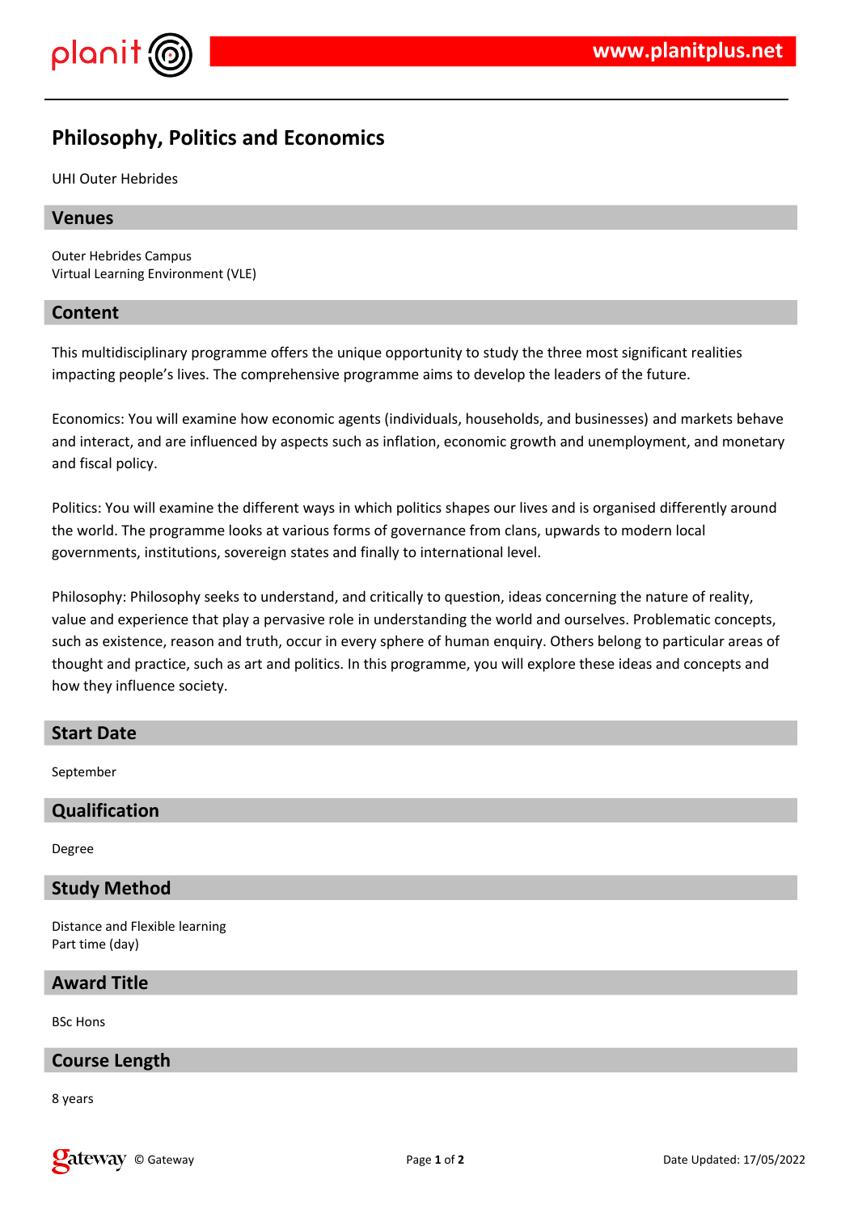# Philosophy, Politics and Economics

UHI Outer Hebrides

## Venues

Outer Hebrides Campus
Virtual Learning Environment (VLE)

## Content

This multidisciplinary programme offers the unique opportunity to study the three most significant realities impacting people's lives. The comprehensive programme aims to develop the leaders of the future.

Economics: You will examine how economic agents (individuals, households, and businesses) and markets behave and interact, and are influenced by aspects such as inflation, economic growth and unemployment, and monetary and fiscal policy.

Politics: You will examine the different ways in which politics shapes our lives and is organised differently around the world. The programme looks at various forms of governance from clans, upwards to modern local governments, institutions, sovereign states and finally to international level.

Philosophy: Philosophy seeks to understand, and critically to question, ideas concerning the nature of reality, value and experience that play a pervasive role in understanding the world and ourselves. Problematic concepts, such as existence, reason and truth, occur in every sphere of human enquiry. Others belong to particular areas of thought and practice, such as art and politics. In this programme, you will explore these ideas and concepts and how they influence society.

## Start Date

September

## Qualification

Degree

## Study Method

Distance and Flexible learning
Part time (day)

## Award Title

BSc Hons

## Course Length

8 years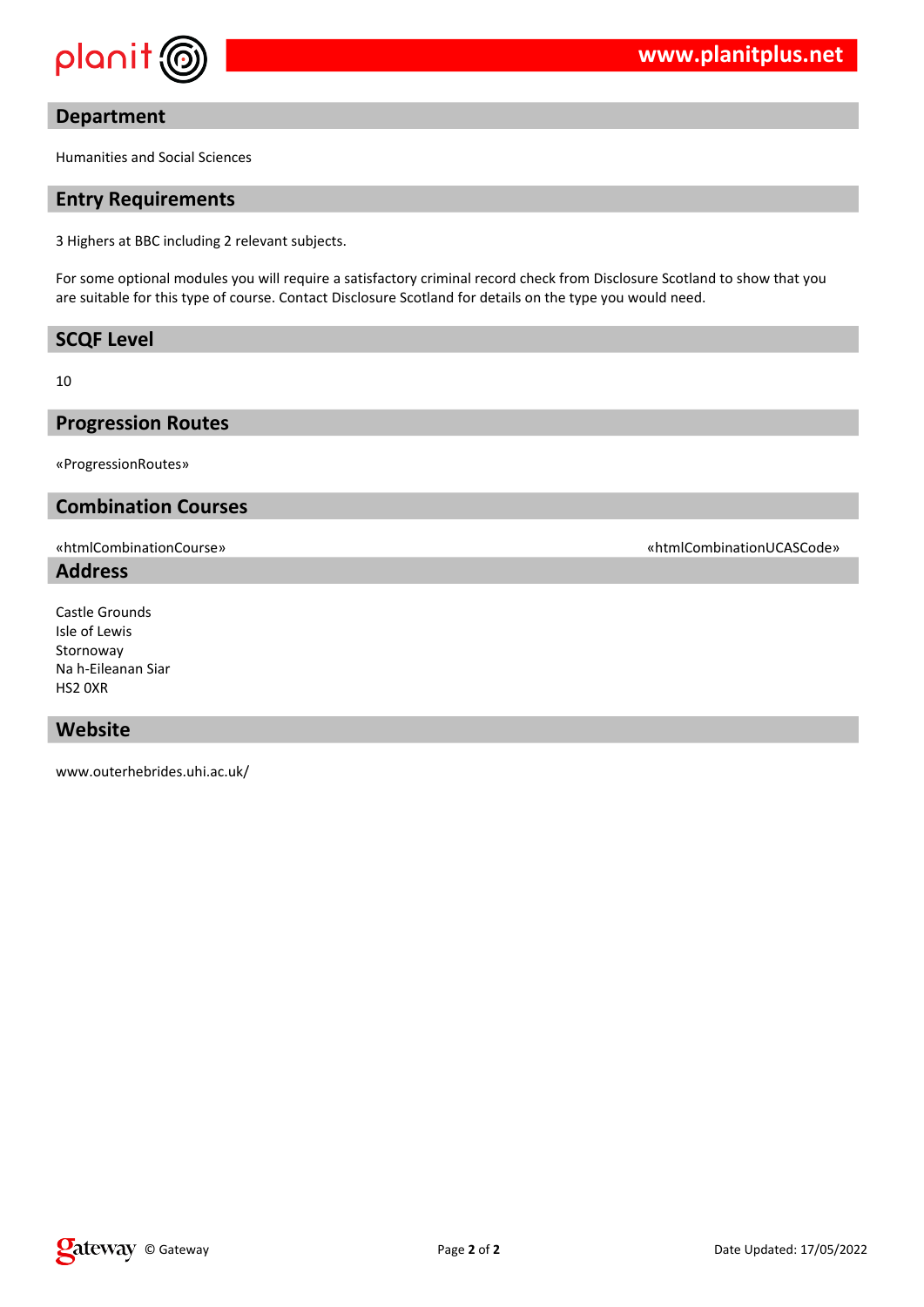## Department

Humanities and Social Sciences

## Entry Requirements

3 Highers at BBC including 2 relevant subjects.

For some optional modules you will require a satisfactory criminal record check from Disclosure Scotland to show that you are suitable for this type of course. Contact Disclosure Scotland for details on the type you would need.

## SCQF Level

10

## Progression Routes

«ProgressionRoutes»

## Combination Courses

«htmlCombinationCourse» «htmlCombinationUCASCode»

## Address

Castle Grounds
Isle of Lewis
Stornoway
Na h-Eileanan Siar
HS2 0XR

## Website

www.outerhebrides.uhi.ac.uk/